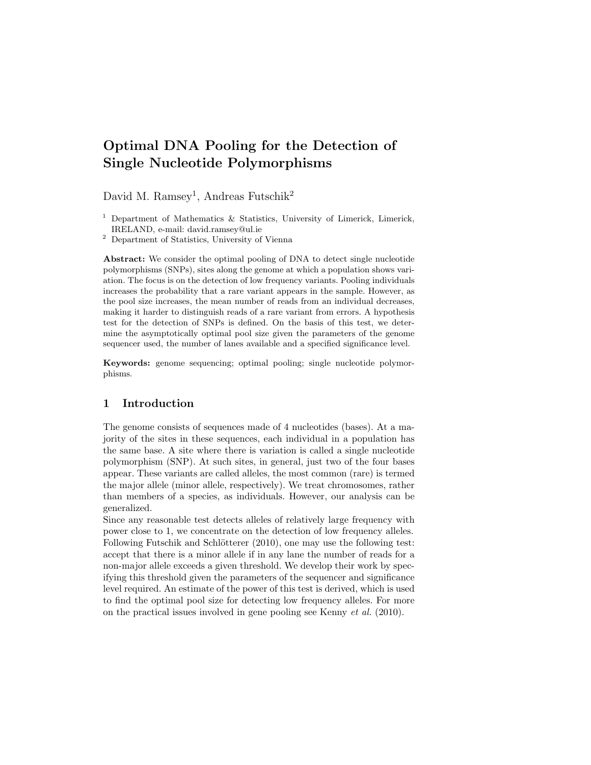# Optimal DNA Pooling for the Detection of Single Nucleotide Polymorphisms

David M. Ramsey[1], Andreas Futschik[2]

[1] Department of Mathematics & Statistics, University of Limerick, Limerick, IRELAND, e-mail: david.ramsey@ul.ie

[2] Department of Statistics, University of Vienna

**Abstract:** We consider the optimal pooling of DNA to detect single nucleotide polymorphisms (SNPs), sites along the genome at which a population shows variation. The focus is on the detection of low frequency variants. Pooling individuals increases the probability that a rare variant appears in the sample. However, as the pool size increases, the mean number of reads from an individual decreases, making it harder to distinguish reads of a rare variant from errors. A hypothesis test for the detection of SNPs is defined. On the basis of this test, we determine the asymptotically optimal pool size given the parameters of the genome sequencer used, the number of lanes available and a specified significance level.

**Keywords:** genome sequencing; optimal pooling; single nucleotide polymorphisms.

## 1 Introduction

The genome consists of sequences made of 4 nucleotides (bases). At a majority of the sites in these sequences, each individual in a population has the same base. A site where there is variation is called a single nucleotide polymorphism (SNP). At such sites, in general, just two of the four bases appear. These variants are called alleles, the most common (rare) is termed the major allele (minor allele, respectively). We treat chromosomes, rather than members of a species, as individuals. However, our analysis can be generalized.

Since any reasonable test detects alleles of relatively large frequency with power close to 1, we concentrate on the detection of low frequency alleles. Following Futschik and Schlötterer (2010), one may use the following test: accept that there is a minor allele if in any lane the number of reads for a non-major allele exceeds a given threshold. We develop their work by specifying this threshold given the parameters of the sequencer and significance level required. An estimate of the power of this test is derived, which is used to find the optimal pool size for detecting low frequency alleles. For more on the practical issues involved in gene pooling see Kenny *et al.* (2010).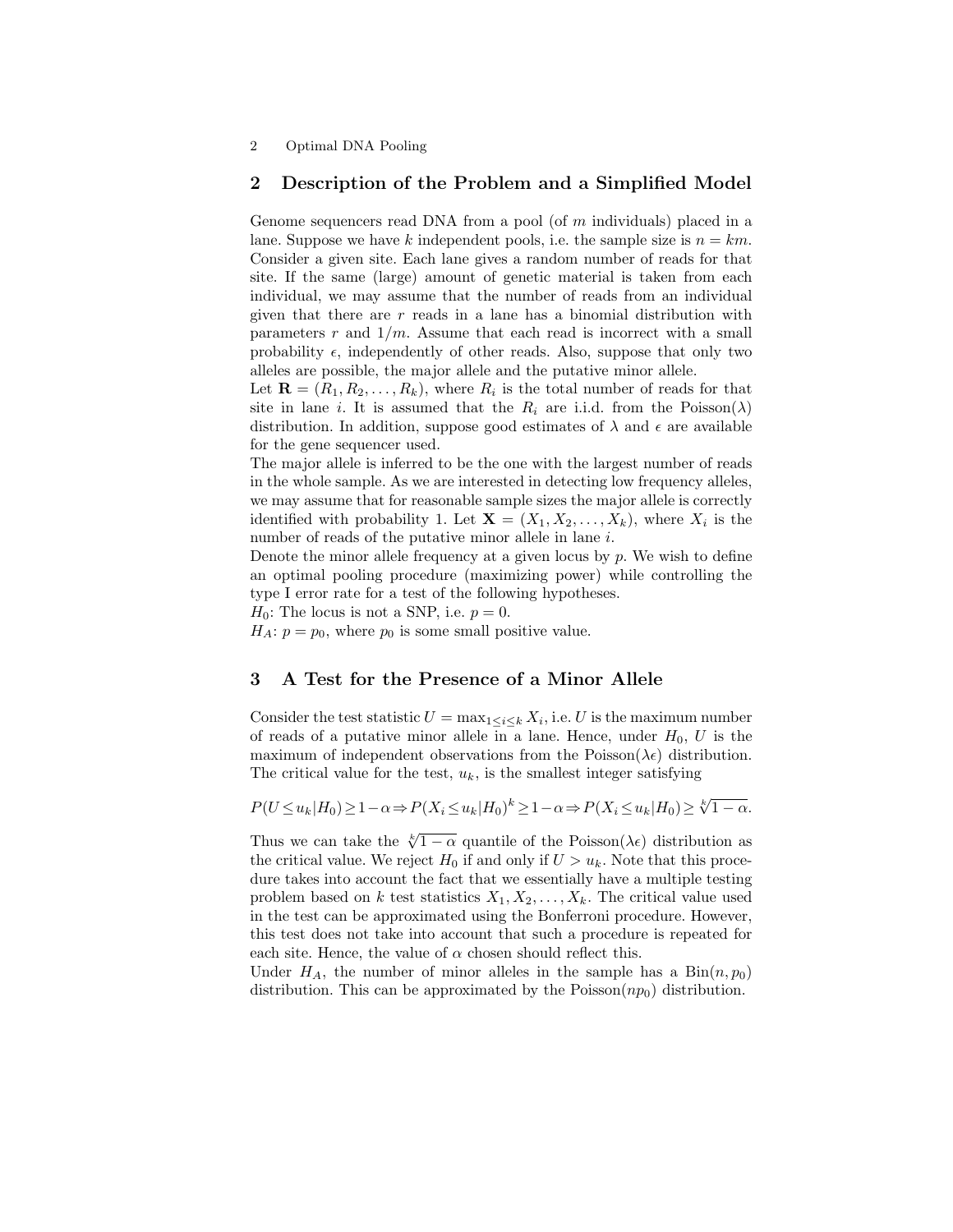## 2 Description of the Problem and a Simplified Model

Genome sequencers read DNA from a pool (of $m$ individuals) placed in a lane. Suppose we have $k$ independent pools, i.e. the sample size is $n = km$. Consider a given site. Each lane gives a random number of reads for that site. If the same (large) amount of genetic material is taken from each individual, we may assume that the number of reads from an individual given that there are $r$ reads in a lane has a binomial distribution with parameters $r$ and $1/m$. Assume that each read is incorrect with a small probability $\epsilon$, independently of other reads. Also, suppose that only two alleles are possible, the major allele and the putative minor allele.

Let $\mathbf{R} = (R_1, R_2, \ldots, R_k)$, where $R_i$ is the total number of reads for that site in lane $i$. It is assumed that the $R_i$ are i.i.d. from the Poisson($\lambda$) distribution. In addition, suppose good estimates of $\lambda$ and $\epsilon$ are available for the gene sequencer used.

The major allele is inferred to be the one with the largest number of reads in the whole sample. As we are interested in detecting low frequency alleles, we may assume that for reasonable sample sizes the major allele is correctly identified with probability 1. Let $\mathbf{X} = (X_1, X_2, \ldots, X_k)$, where $X_i$ is the number of reads of the putative minor allele in lane $i$.

Denote the minor allele frequency at a given locus by $p$. We wish to define an optimal pooling procedure (maximizing power) while controlling the type I error rate for a test of the following hypotheses.

$H_0$: The locus is not a SNP, i.e. $p = 0$.

$H_A$: $p = p_0$, where $p_0$ is some small positive value.

## 3 A Test for the Presence of a Minor Allele

Consider the test statistic $U = \max_{1 \leq i \leq k} X_i$, i.e. $U$ is the maximum number of reads of a putative minor allele in a lane. Hence, under $H_0$, $U$ is the maximum of independent observations from the Poisson($\lambda\epsilon$) distribution. The critical value for the test, $u_k$, is the smallest integer satisfying

$$P(U \leq u_k | H_0) \geq 1 - \alpha \Rightarrow P(X_i \leq u_k | H_0)^k \geq 1 - \alpha \Rightarrow P(X_i \leq u_k | H_0) \geq \sqrt[k]{1 - \alpha}.$$

Thus we can take the $\sqrt[k]{1 - \alpha}$ quantile of the Poisson($\lambda\epsilon$) distribution as the critical value. We reject $H_0$ if and only if $U > u_k$. Note that this procedure takes into account the fact that we essentially have a multiple testing problem based on $k$ test statistics $X_1, X_2, \ldots, X_k$. The critical value used in the test can be approximated using the Bonferroni procedure. However, this test does not take into account that such a procedure is repeated for each site. Hence, the value of $\alpha$ chosen should reflect this.

Under $H_A$, the number of minor alleles in the sample has a Bin($n, p_0$) distribution. This can be approximated by the Poisson($np_0$) distribution.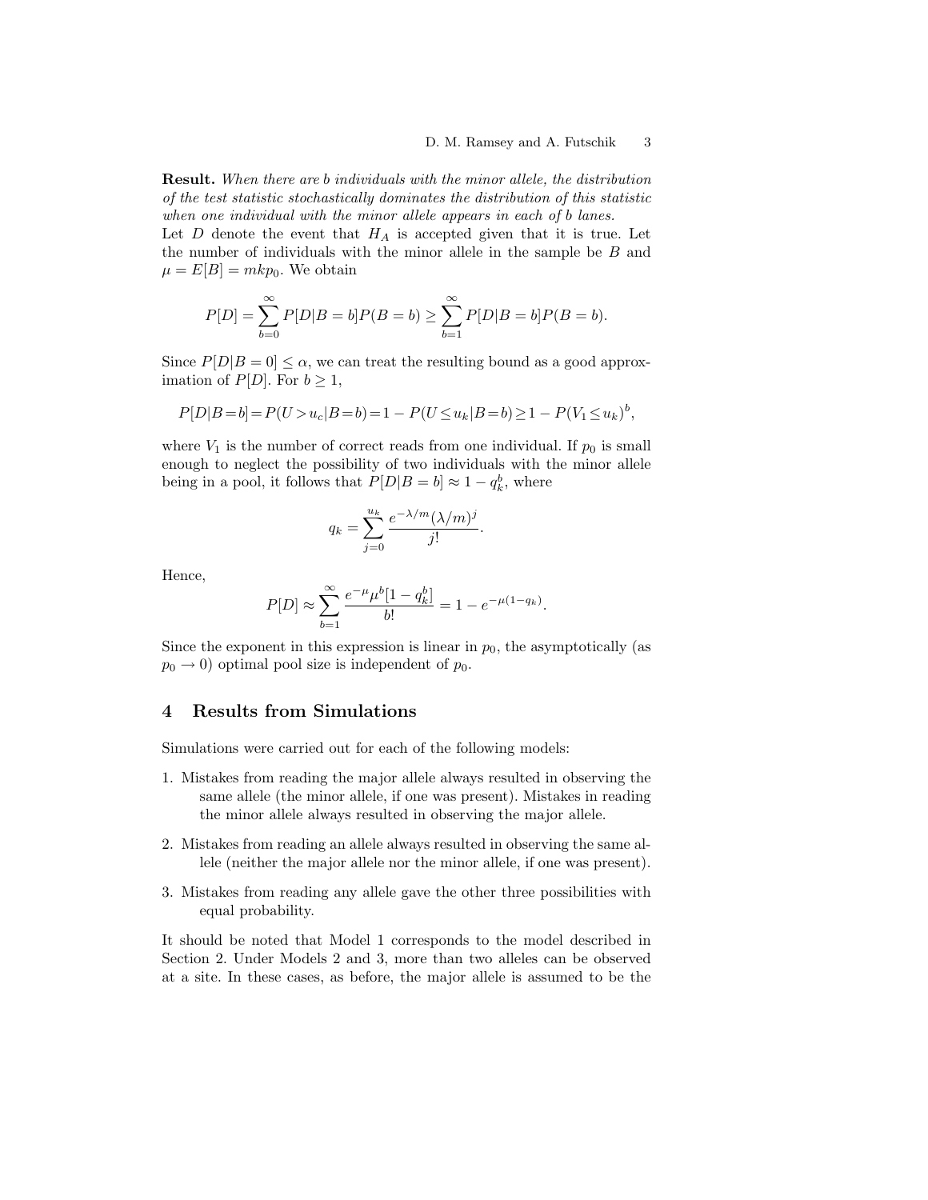**Result.** *When there are b individuals with the minor allele, the distribution of the test statistic stochastically dominates the distribution of this statistic when one individual with the minor allele appears in each of b lanes.*

Let $D$ denote the event that $H_A$ is accepted given that it is true. Let the number of individuals with the minor allele in the sample be $B$ and $\mu = E[B] = mkp_0$. We obtain

$$P[D] = \sum_{b=0}^{\infty} P[D|B=b]P(B=b) \geq \sum_{b=1}^{\infty} P[D|B=b]P(B=b).$$

Since $P[D|B=0] \leq \alpha$, we can treat the resulting bound as a good approximation of $P[D]$. For $b \geq 1$,

$$P[D|B=b] = P(U > u_c|B=b) = 1 - P(U \leq u_k|B=b) \geq 1 - P(V_1 \leq u_k)^b,$$

where $V_1$ is the number of correct reads from one individual. If $p_0$ is small enough to neglect the possibility of two individuals with the minor allele being in a pool, it follows that $P[D|B=b] \approx 1 - q_k^b$, where

$$q_k = \sum_{j=0}^{u_k} \frac{e^{-\lambda/m}(\lambda/m)^j}{j!}.$$

Hence,

$$P[D] \approx \sum_{b=1}^{\infty} \frac{e^{-\mu}\mu^b[1-q_k^b]}{b!} = 1 - e^{-\mu(1-q_k)}.$$

Since the exponent in this expression is linear in $p_0$, the asymptotically (as $p_0 \to 0$) optimal pool size is independent of $p_0$.

## 4 Results from Simulations

Simulations were carried out for each of the following models:

1. Mistakes from reading the major allele always resulted in observing the same allele (the minor allele, if one was present). Mistakes in reading the minor allele always resulted in observing the major allele.
2. Mistakes from reading an allele always resulted in observing the same allele (neither the major allele nor the minor allele, if one was present).
3. Mistakes from reading any allele gave the other three possibilities with equal probability.

It should be noted that Model 1 corresponds to the model described in Section 2. Under Models 2 and 3, more than two alleles can be observed at a site. In these cases, as before, the major allele is assumed to be the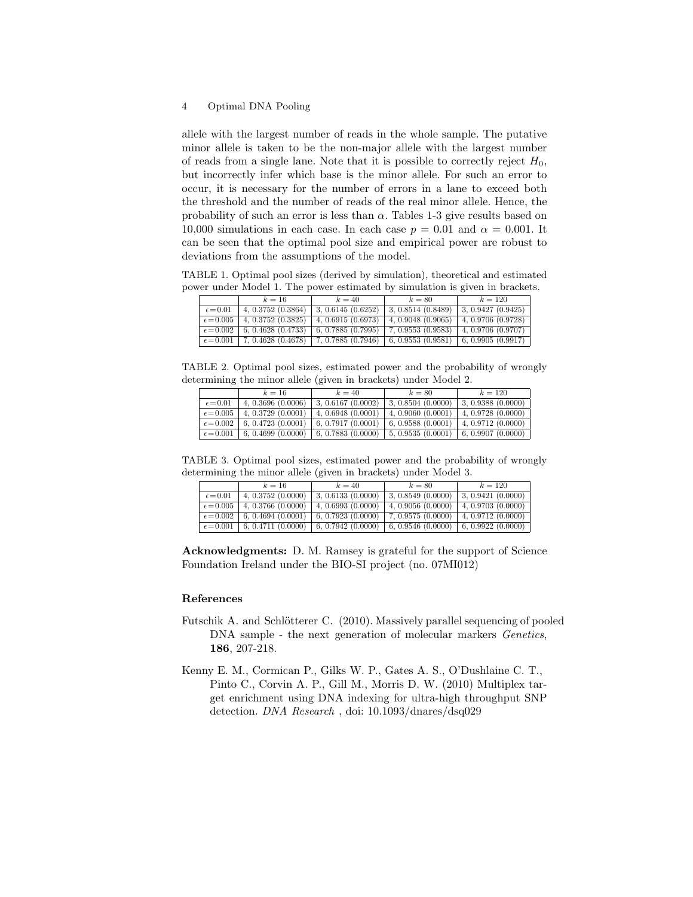allele with the largest number of reads in the whole sample. The putative minor allele is taken to be the non-major allele with the largest number of reads from a single lane. Note that it is possible to correctly reject $H_0$, but incorrectly infer which base is the minor allele. For such an error to occur, it is necessary for the number of errors in a lane to exceed both the threshold and the number of reads of the real minor allele. Hence, the probability of such an error is less than $\alpha$. Tables 1-3 give results based on 10,000 simulations in each case. In each case $p = 0.01$ and $\alpha = 0.001$. It can be seen that the optimal pool size and empirical power are robust to deviations from the assumptions of the model.

TABLE 1. Optimal pool sizes (derived by simulation), theoretical and estimated power under Model 1. The power estimated by simulation is given in brackets.

| | $k = 16$ | $k = 40$ | $k = 80$ | $k = 120$ |
|---|---|---|---|---|
| $\epsilon = 0.01$ | 4, 0.3752 (0.3864) | 3, 0.6145 (0.6252) | 3, 0.8514 (0.8489) | 3, 0.9427 (0.9425) |
| $\epsilon = 0.005$ | 4, 0.3752 (0.3825) | 4, 0.6915 (0.6973) | 4, 0.9048 (0.9065) | 4, 0.9706 (0.9728) |
| $\epsilon = 0.002$ | 6, 0.4628 (0.4733) | 6, 0.7885 (0.7995) | 7, 0.9553 (0.9583) | 4, 0.9706 (0.9707) |
| $\epsilon = 0.001$ | 7, 0.4628 (0.4678) | 7, 0.7885 (0.7946) | 6, 0.9553 (0.9581) | 6, 0.9905 (0.9917) |

TABLE 2. Optimal pool sizes, estimated power and the probability of wrongly determining the minor allele (given in brackets) under Model 2.

| | $k = 16$ | $k = 40$ | $k = 80$ | $k = 120$ |
|---|---|---|---|---|
| $\epsilon = 0.01$ | 4, 0.3696 (0.0006) | 3, 0.6167 (0.0002) | 3, 0.8504 (0.0000) | 3, 0.9388 (0.0000) |
| $\epsilon = 0.005$ | 4, 0.3729 (0.0001) | 4, 0.6948 (0.0001) | 4, 0.9060 (0.0001) | 4, 0.9728 (0.0000) |
| $\epsilon = 0.002$ | 6, 0.4723 (0.0001) | 6, 0.7917 (0.0001) | 6, 0.9588 (0.0001) | 4, 0.9712 (0.0000) |
| $\epsilon = 0.001$ | 6, 0.4699 (0.0000) | 6, 0.7883 (0.0000) | 5, 0.9535 (0.0001) | 6, 0.9907 (0.0000) |

TABLE 3. Optimal pool sizes, estimated power and the probability of wrongly determining the minor allele (given in brackets) under Model 3.

| | $k = 16$ | $k = 40$ | $k = 80$ | $k = 120$ |
|---|---|---|---|---|
| $\epsilon = 0.01$ | 4, 0.3752 (0.0000) | 3, 0.6133 (0.0000) | 3, 0.8549 (0.0000) | 3, 0.9421 (0.0000) |
| $\epsilon = 0.005$ | 4, 0.3766 (0.0000) | 4, 0.6993 (0.0000) | 4, 0.9056 (0.0000) | 4, 0.9703 (0.0000) |
| $\epsilon = 0.002$ | 6, 0.4694 (0.0001) | 6, 0.7923 (0.0000) | 7, 0.9575 (0.0000) | 4, 0.9712 (0.0000) |
| $\epsilon = 0.001$ | 6, 0.4711 (0.0000) | 6, 0.7942 (0.0000) | 6, 0.9546 (0.0000) | 6, 0.9922 (0.0000) |

**Acknowledgments:** D. M. Ramsey is grateful for the support of Science Foundation Ireland under the BIO-SI project (no. 07MI012)

### References

Futschik A. and Schlötterer C. (2010). Massively parallel sequencing of pooled DNA sample - the next generation of molecular markers *Genetics*, **186**, 207-218.

Kenny E. M., Cormican P., Gilks W. P., Gates A. S., O'Dushlaine C. T., Pinto C., Corvin A. P., Gill M., Morris D. W. (2010) Multiplex target enrichment using DNA indexing for ultra-high throughput SNP detection. *DNA Research* , doi: 10.1093/dnares/dsq029